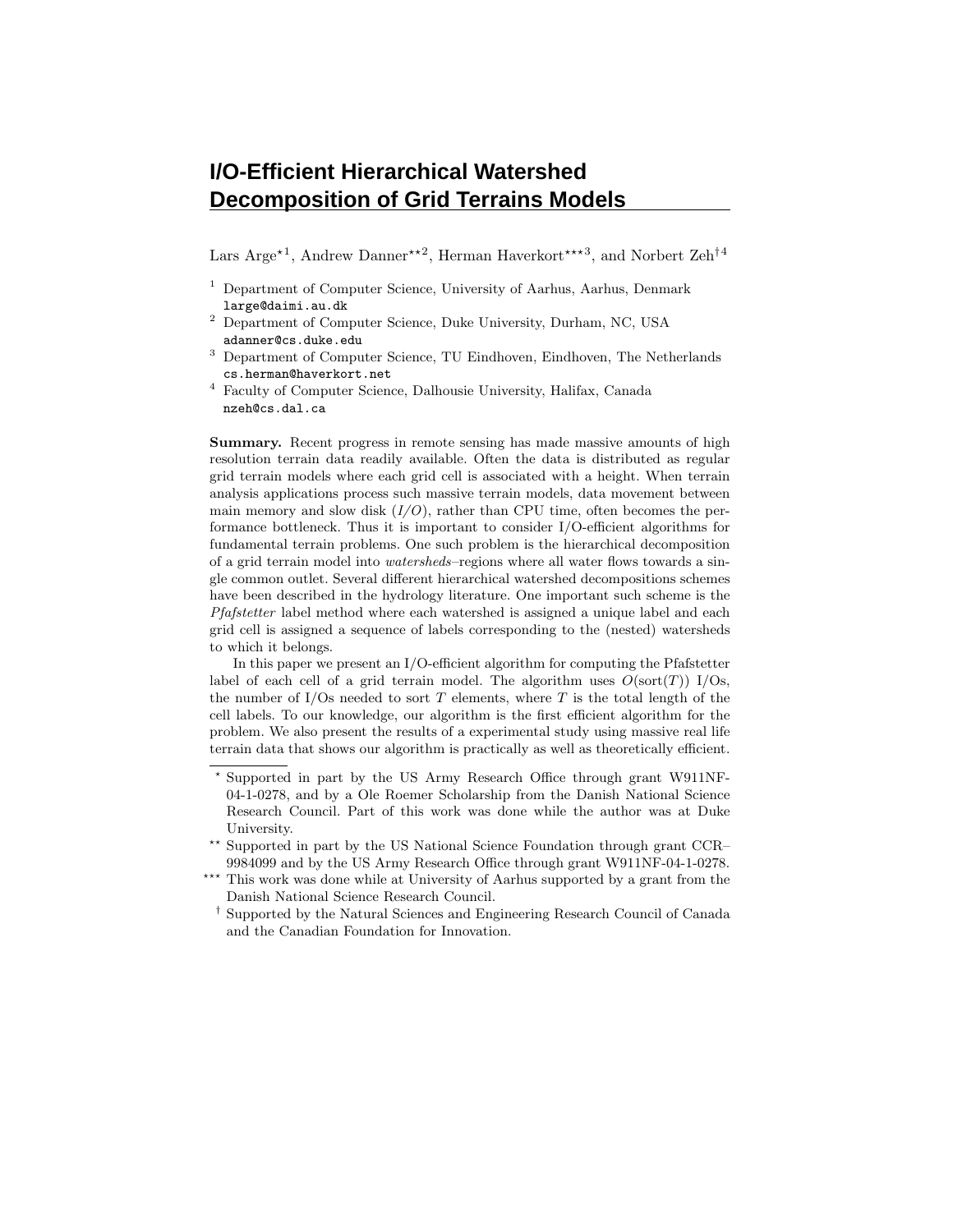# I/O-Efficient Hierarchical Watershed Decomposition of Grid Terrains Models

Lars Arge*[1], Andrew Danner**[2], Herman Haverkort***[3], and Norbert Zeh†[4]

[1] Department of Computer Science, University of Aarhus, Aarhus, Denmark
large@daimi.au.dk

[2] Department of Computer Science, Duke University, Durham, NC, USA
adanner@cs.duke.edu

[3] Department of Computer Science, TU Eindhoven, Eindhoven, The Netherlands
cs.herman@haverkort.net

[4] Faculty of Computer Science, Dalhousie University, Halifax, Canada
nzeh@cs.dal.ca

**Summary.** Recent progress in remote sensing has made massive amounts of high resolution terrain data readily available. Often the data is distributed as regular grid terrain models where each grid cell is associated with a height. When terrain analysis applications process such massive terrain models, data movement between main memory and slow disk (*I/O*), rather than CPU time, often becomes the performance bottleneck. Thus it is important to consider I/O-efficient algorithms for fundamental terrain problems. One such problem is the hierarchical decomposition of a grid terrain model into *watersheds*–regions where all water flows towards a single common outlet. Several different hierarchical watershed decompositions schemes have been described in the hydrology literature. One important such scheme is the *Pfafstetter* label method where each watershed is assigned a unique label and each grid cell is assigned a sequence of labels corresponding to the (nested) watersheds to which it belongs.

In this paper we present an I/O-efficient algorithm for computing the Pfafstetter label of each cell of a grid terrain model. The algorithm uses $O(\text{sort}(T))$ I/Os, the number of I/Os needed to sort $T$ elements, where $T$ is the total length of the cell labels. To our knowledge, our algorithm is the first efficient algorithm for the problem. We also present the results of a experimental study using massive real life terrain data that shows our algorithm is practically as well as theoretically efficient.

---

* Supported in part by the US Army Research Office through grant W911NF-04-1-0278, and by a Ole Roemer Scholarship from the Danish National Science Research Council. Part of this work was done while the author was at Duke University.

** Supported in part by the US National Science Foundation through grant CCR–9984099 and by the US Army Research Office through grant W911NF-04-1-0278.

*** This work was done while at University of Aarhus supported by a grant from the Danish National Science Research Council.

† Supported by the Natural Sciences and Engineering Research Council of Canada and the Canadian Foundation for Innovation.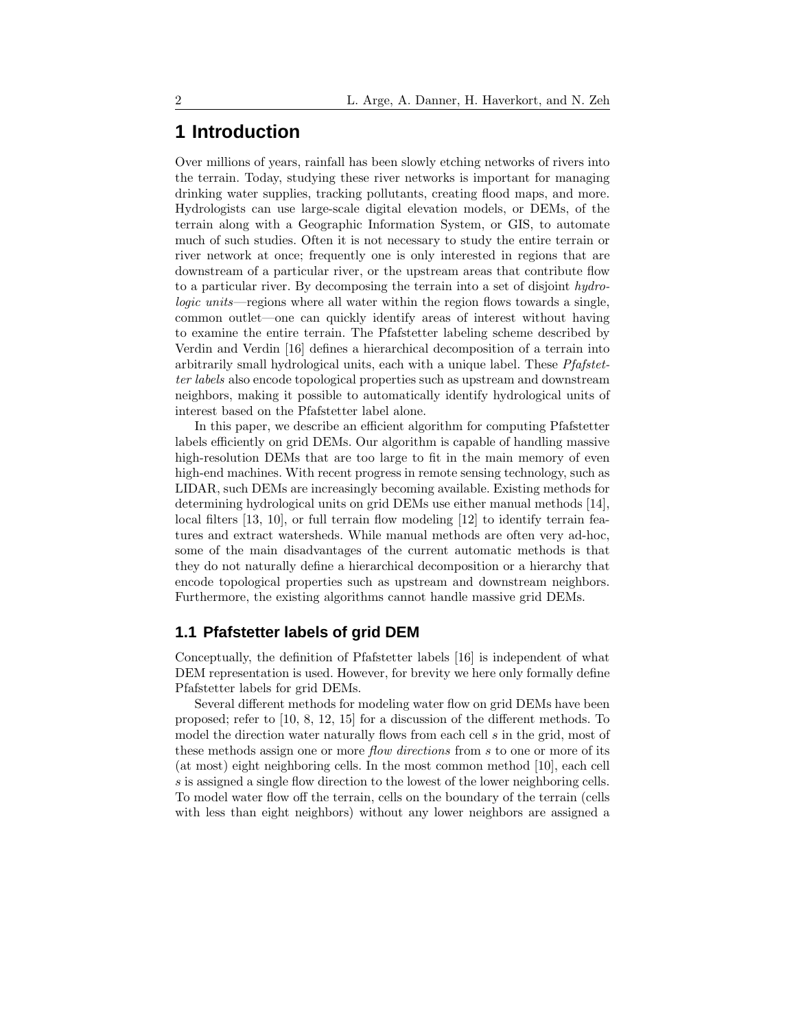# 1 Introduction

Over millions of years, rainfall has been slowly etching networks of rivers into the terrain. Today, studying these river networks is important for managing drinking water supplies, tracking pollutants, creating flood maps, and more. Hydrologists can use large-scale digital elevation models, or DEMs, of the terrain along with a Geographic Information System, or GIS, to automate much of such studies. Often it is not necessary to study the entire terrain or river network at once; frequently one is only interested in regions that are downstream of a particular river, or the upstream areas that contribute flow to a particular river. By decomposing the terrain into a set of disjoint *hydrologic units*—regions where all water within the region flows towards a single, common outlet—one can quickly identify areas of interest without having to examine the entire terrain. The Pfafstetter labeling scheme described by Verdin and Verdin [16] defines a hierarchical decomposition of a terrain into arbitrarily small hydrological units, each with a unique label. These *Pfafstetter labels* also encode topological properties such as upstream and downstream neighbors, making it possible to automatically identify hydrological units of interest based on the Pfafstetter label alone.

In this paper, we describe an efficient algorithm for computing Pfafstetter labels efficiently on grid DEMs. Our algorithm is capable of handling massive high-resolution DEMs that are too large to fit in the main memory of even high-end machines. With recent progress in remote sensing technology, such as LIDAR, such DEMs are increasingly becoming available. Existing methods for determining hydrological units on grid DEMs use either manual methods [14], local filters [13, 10], or full terrain flow modeling [12] to identify terrain features and extract watersheds. While manual methods are often very ad-hoc, some of the main disadvantages of the current automatic methods is that they do not naturally define a hierarchical decomposition or a hierarchy that encode topological properties such as upstream and downstream neighbors. Furthermore, the existing algorithms cannot handle massive grid DEMs.

## 1.1 Pfafstetter labels of grid DEM

Conceptually, the definition of Pfafstetter labels [16] is independent of what DEM representation is used. However, for brevity we here only formally define Pfafstetter labels for grid DEMs.

Several different methods for modeling water flow on grid DEMs have been proposed; refer to [10, 8, 12, 15] for a discussion of the different methods. To model the direction water naturally flows from each cell $s$ in the grid, most of these methods assign one or more *flow directions* from $s$ to one or more of its (at most) eight neighboring cells. In the most common method [10], each cell $s$ is assigned a single flow direction to the lowest of the lower neighboring cells. To model water flow off the terrain, cells on the boundary of the terrain (cells with less than eight neighbors) without any lower neighbors are assigned a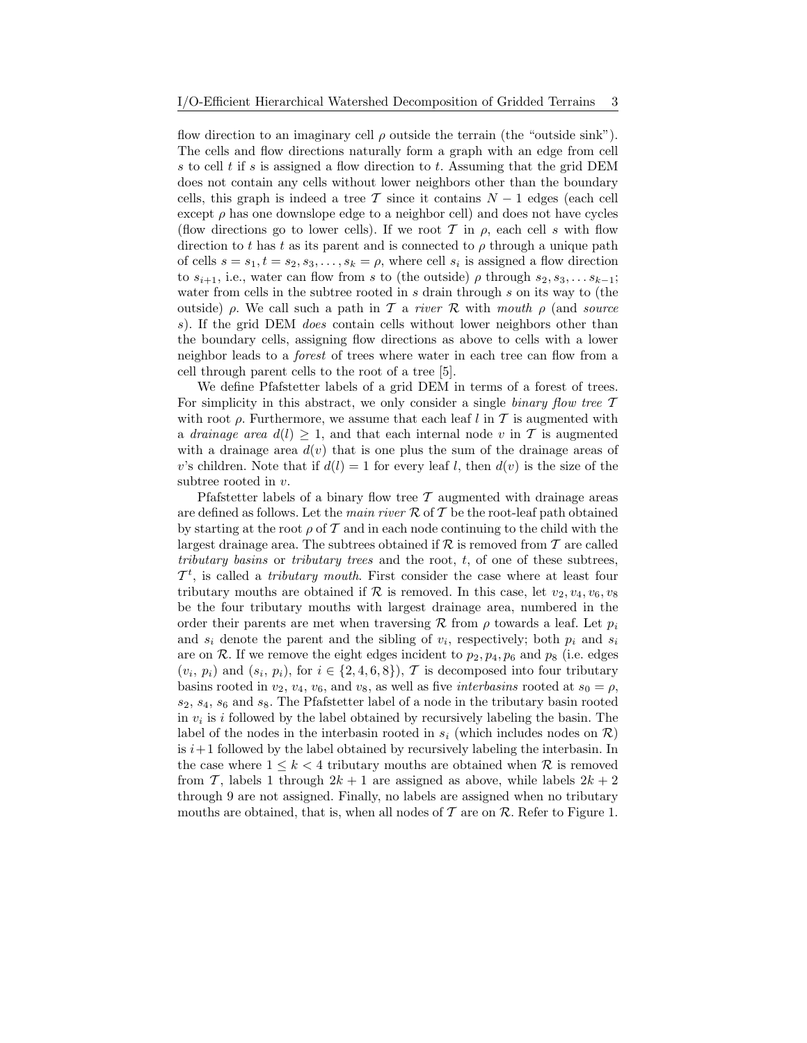flow direction to an imaginary cell $\rho$ outside the terrain (the "outside sink"). The cells and flow directions naturally form a graph with an edge from cell $s$ to cell $t$ if $s$ is assigned a flow direction to $t$. Assuming that the grid DEM does not contain any cells without lower neighbors other than the boundary cells, this graph is indeed a tree $\mathcal{T}$ since it contains $N-1$ edges (each cell except $\rho$ has one downslope edge to a neighbor cell) and does not have cycles (flow directions go to lower cells). If we root $\mathcal{T}$ in $\rho$, each cell $s$ with flow direction to $t$ has $t$ as its parent and is connected to $\rho$ through a unique path of cells $s = s_1, t = s_2, s_3, \ldots, s_k = \rho$, where cell $s_i$ is assigned a flow direction to $s_{i+1}$, i.e., water can flow from $s$ to (the outside) $\rho$ through $s_2, s_3, \ldots s_{k-1}$; water from cells in the subtree rooted in $s$ drain through $s$ on its way to (the outside) $\rho$. We call such a path in $\mathcal{T}$ a *river* $\mathcal{R}$ with *mouth* $\rho$ (and *source* $s$). If the grid DEM *does* contain cells without lower neighbors other than the boundary cells, assigning flow directions as above to cells with a lower neighbor leads to a *forest* of trees where water in each tree can flow from a cell through parent cells to the root of a tree [5].

We define Pfafstetter labels of a grid DEM in terms of a forest of trees. For simplicity in this abstract, we only consider a single *binary flow tree* $\mathcal{T}$ with root $\rho$. Furthermore, we assume that each leaf $l$ in $\mathcal{T}$ is augmented with a *drainage area* $d(l) \geq 1$, and that each internal node $v$ in $\mathcal{T}$ is augmented with a drainage area $d(v)$ that is one plus the sum of the drainage areas of $v$'s children. Note that if $d(l) = 1$ for every leaf $l$, then $d(v)$ is the size of the subtree rooted in $v$.

Pfafstetter labels of a binary flow tree $\mathcal{T}$ augmented with drainage areas are defined as follows. Let the *main river* $\mathcal{R}$ of $\mathcal{T}$ be the root-leaf path obtained by starting at the root $\rho$ of $\mathcal{T}$ and in each node continuing to the child with the largest drainage area. The subtrees obtained if $\mathcal{R}$ is removed from $\mathcal{T}$ are called *tributary basins* or *tributary trees* and the root, $t$, of one of these subtrees, $\mathcal{T}^t$, is called a *tributary mouth*. First consider the case where at least four tributary mouths are obtained if $\mathcal{R}$ is removed. In this case, let $v_2, v_4, v_6, v_8$ be the four tributary mouths with largest drainage area, numbered in the order their parents are met when traversing $\mathcal{R}$ from $\rho$ towards a leaf. Let $p_i$ and $s_i$ denote the parent and the sibling of $v_i$, respectively; both $p_i$ and $s_i$ are on $\mathcal{R}$. If we remove the eight edges incident to $p_2, p_4, p_6$ and $p_8$ (i.e. edges $(v_i,\, p_i)$ and $(s_i,\, p_i)$, for $i \in \{2, 4, 6, 8\}$), $\mathcal{T}$ is decomposed into four tributary basins rooted in $v_2$, $v_4$, $v_6$, and $v_8$, as well as five *interbasins* rooted at $s_0 = \rho$, $s_2$, $s_4$, $s_6$ and $s_8$. The Pfafstetter label of a node in the tributary basin rooted in $v_i$ is $i$ followed by the label obtained by recursively labeling the basin. The label of the nodes in the interbasin rooted in $s_i$ (which includes nodes on $\mathcal{R}$) is $i+1$ followed by the label obtained by recursively labeling the interbasin. In the case where $1 \leq k < 4$ tributary mouths are obtained when $\mathcal{R}$ is removed from $\mathcal{T}$, labels 1 through $2k+1$ are assigned as above, while labels $2k+2$ through 9 are not assigned. Finally, no labels are assigned when no tributary mouths are obtained, that is, when all nodes of $\mathcal{T}$ are on $\mathcal{R}$. Refer to Figure 1.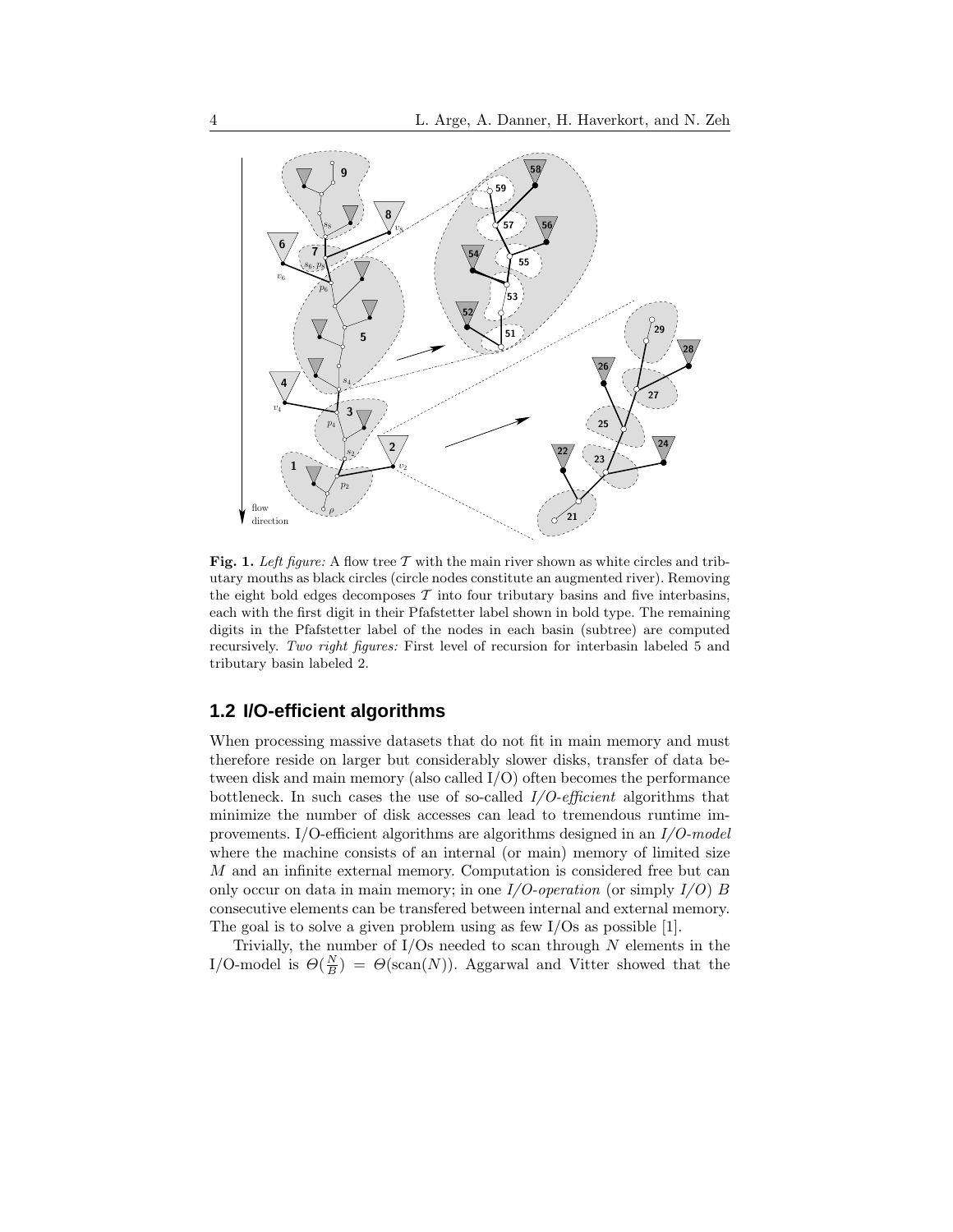**Fig. 1.** *Left figure:* A flow tree $\mathcal{T}$ with the main river shown as white circles and tributary mouths as black circles (circle nodes constitute an augmented river). Removing the eight bold edges decomposes $\mathcal{T}$ into four tributary basins and five interbasins, each with the first digit in their Pfafstetter label shown in bold type. The remaining digits in the Pfafstetter label of the nodes in each basin (subtree) are computed recursively. *Two right figures:* First level of recursion for interbasin labeled 5 and tributary basin labeled 2.

## 1.2 I/O-efficient algorithms

When processing massive datasets that do not fit in main memory and must therefore reside on larger but considerably slower disks, transfer of data between disk and main memory (also called I/O) often becomes the performance bottleneck. In such cases the use of so-called *I/O-efficient* algorithms that minimize the number of disk accesses can lead to tremendous runtime improvements. I/O-efficient algorithms are algorithms designed in an *I/O-model* where the machine consists of an internal (or main) memory of limited size $M$ and an infinite external memory. Computation is considered free but can only occur on data in main memory; in one *I/O-operation* (or simply *I/O*) $B$ consecutive elements can be transfered between internal and external memory. The goal is to solve a given problem using as few I/Os as possible [1].

Trivially, the number of I/Os needed to scan through $N$ elements in the I/O-model is $\Theta(\frac{N}{B}) = \Theta(\text{scan}(N))$. Aggarwal and Vitter showed that the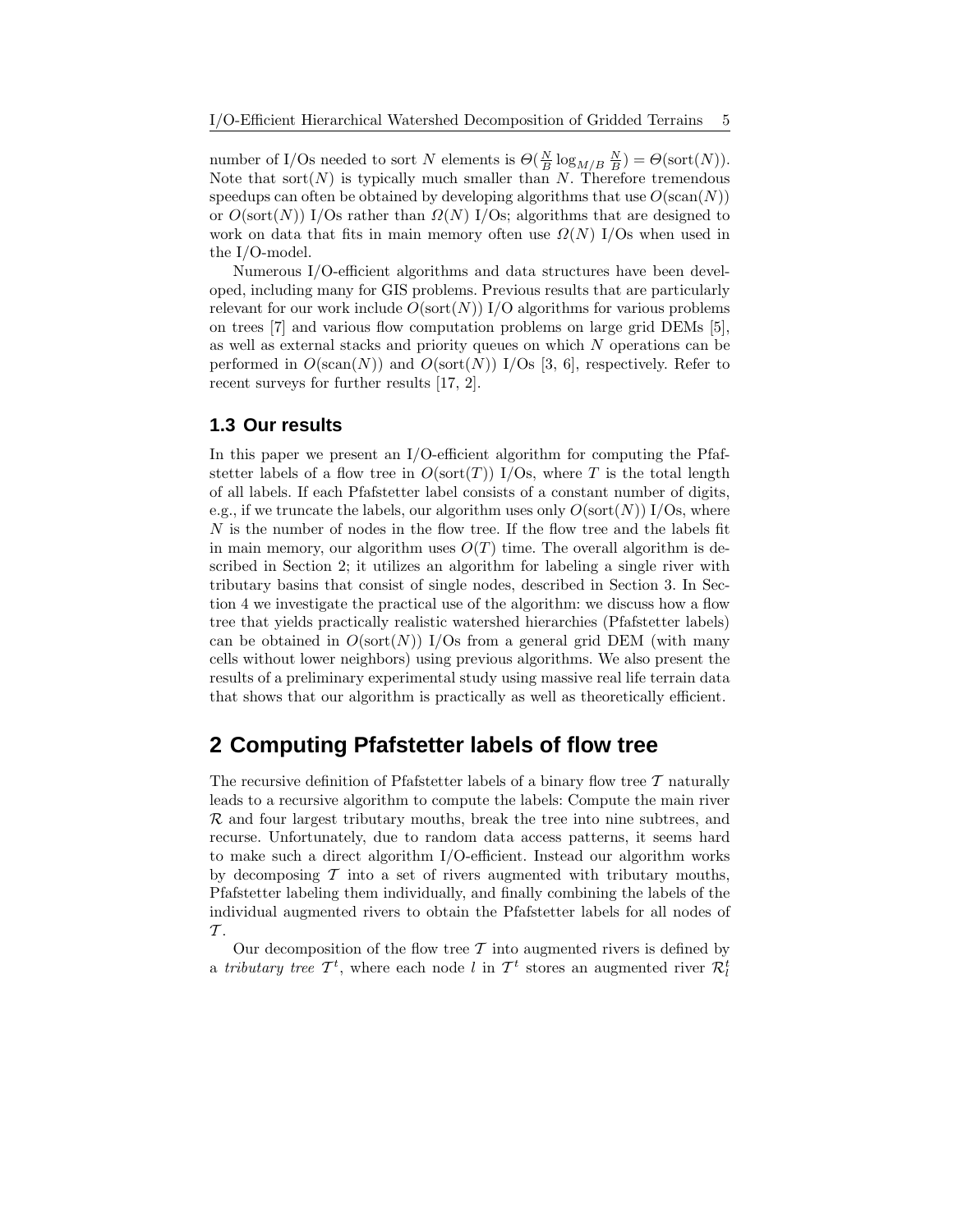number of I/Os needed to sort $N$ elements is $\Theta(\frac{N}{B}\log_{M/B}\frac{N}{B}) = \Theta(\text{sort}(N))$. Note that $\text{sort}(N)$ is typically much smaller than $N$. Therefore tremendous speedups can often be obtained by developing algorithms that use $O(\text{scan}(N))$ or $O(\text{sort}(N))$ I/Os rather than $\Omega(N)$ I/Os; algorithms that are designed to work on data that fits in main memory often use $\Omega(N)$ I/Os when used in the I/O-model.

Numerous I/O-efficient algorithms and data structures have been developed, including many for GIS problems. Previous results that are particularly relevant for our work include $O(\text{sort}(N))$ I/O algorithms for various problems on trees [7] and various flow computation problems on large grid DEMs [5], as well as external stacks and priority queues on which $N$ operations can be performed in $O(\text{scan}(N))$ and $O(\text{sort}(N))$ I/Os [3, 6], respectively. Refer to recent surveys for further results [17, 2].

### 1.3 Our results

In this paper we present an I/O-efficient algorithm for computing the Pfafstetter labels of a flow tree in $O(\text{sort}(T))$ I/Os, where $T$ is the total length of all labels. If each Pfafstetter label consists of a constant number of digits, e.g., if we truncate the labels, our algorithm uses only $O(\text{sort}(N))$ I/Os, where $N$ is the number of nodes in the flow tree. If the flow tree and the labels fit in main memory, our algorithm uses $O(T)$ time. The overall algorithm is described in Section 2; it utilizes an algorithm for labeling a single river with tributary basins that consist of single nodes, described in Section 3. In Section 4 we investigate the practical use of the algorithm: we discuss how a flow tree that yields practically realistic watershed hierarchies (Pfafstetter labels) can be obtained in $O(\text{sort}(N))$ I/Os from a general grid DEM (with many cells without lower neighbors) using previous algorithms. We also present the results of a preliminary experimental study using massive real life terrain data that shows that our algorithm is practically as well as theoretically efficient.

## 2 Computing Pfafstetter labels of flow tree

The recursive definition of Pfafstetter labels of a binary flow tree $\mathcal{T}$ naturally leads to a recursive algorithm to compute the labels: Compute the main river $\mathcal{R}$ and four largest tributary mouths, break the tree into nine subtrees, and recurse. Unfortunately, due to random data access patterns, it seems hard to make such a direct algorithm I/O-efficient. Instead our algorithm works by decomposing $\mathcal{T}$ into a set of rivers augmented with tributary mouths, Pfafstetter labeling them individually, and finally combining the labels of the individual augmented rivers to obtain the Pfafstetter labels for all nodes of $\mathcal{T}$.

Our decomposition of the flow tree $\mathcal{T}$ into augmented rivers is defined by a *tributary tree* $\mathcal{T}^t$, where each node $l$ in $\mathcal{T}^t$ stores an augmented river $\mathcal{R}^t_l$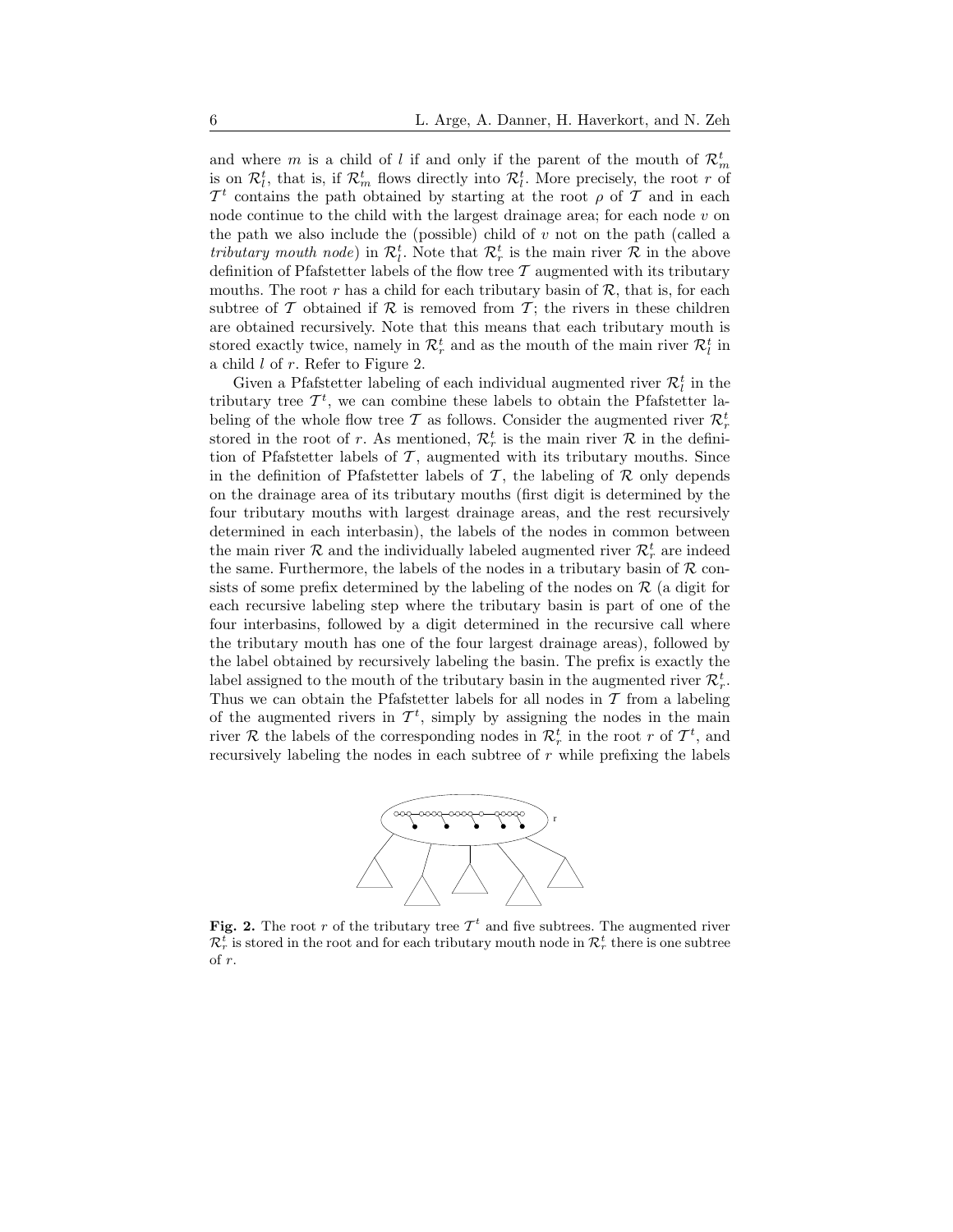and where $m$ is a child of $l$ if and only if the parent of the mouth of $\mathcal{R}^t_m$ is on $\mathcal{R}^t_l$, that is, if $\mathcal{R}^t_m$ flows directly into $\mathcal{R}^t_l$. More precisely, the root $r$ of $\mathcal{T}^t$ contains the path obtained by starting at the root $\rho$ of $\mathcal{T}$ and in each node continue to the child with the largest drainage area; for each node $v$ on the path we also include the (possible) child of $v$ not on the path (called a *tributary mouth node*) in $\mathcal{R}^t_l$. Note that $\mathcal{R}^t_r$ is the main river $\mathcal{R}$ in the above definition of Pfafstetter labels of the flow tree $\mathcal{T}$ augmented with its tributary mouths. The root $r$ has a child for each tributary basin of $\mathcal{R}$, that is, for each subtree of $\mathcal{T}$ obtained if $\mathcal{R}$ is removed from $\mathcal{T}$; the rivers in these children are obtained recursively. Note that this means that each tributary mouth is stored exactly twice, namely in $\mathcal{R}^t_r$ and as the mouth of the main river $\mathcal{R}^t_l$ in a child $l$ of $r$. Refer to Figure 2.

Given a Pfafstetter labeling of each individual augmented river $\mathcal{R}^t_l$ in the tributary tree $\mathcal{T}^t$, we can combine these labels to obtain the Pfafstetter labeling of the whole flow tree $\mathcal{T}$ as follows. Consider the augmented river $\mathcal{R}^t_r$ stored in the root of $r$. As mentioned, $\mathcal{R}^t_r$ is the main river $\mathcal{R}$ in the definition of Pfafstetter labels of $\mathcal{T}$, augmented with its tributary mouths. Since in the definition of Pfafstetter labels of $\mathcal{T}$, the labeling of $\mathcal{R}$ only depends on the drainage area of its tributary mouths (first digit is determined by the four tributary mouths with largest drainage areas, and the rest recursively determined in each interbasin), the labels of the nodes in common between the main river $\mathcal{R}$ and the individually labeled augmented river $\mathcal{R}^t_r$ are indeed the same. Furthermore, the labels of the nodes in a tributary basin of $\mathcal{R}$ consists of some prefix determined by the labeling of the nodes on $\mathcal{R}$ (a digit for each recursive labeling step where the tributary basin is part of one of the four interbasins, followed by a digit determined in the recursive call where the tributary mouth has one of the four largest drainage areas), followed by the label obtained by recursively labeling the basin. The prefix is exactly the label assigned to the mouth of the tributary basin in the augmented river $\mathcal{R}^t_r$. Thus we can obtain the Pfafstetter labels for all nodes in $\mathcal{T}$ from a labeling of the augmented rivers in $\mathcal{T}^t$, simply by assigning the nodes in the main river $\mathcal{R}$ the labels of the corresponding nodes in $\mathcal{R}^t_r$ in the root $r$ of $\mathcal{T}^t$, and recursively labeling the nodes in each subtree of $r$ while prefixing the labels

**Fig. 2.** The root $r$ of the tributary tree $\mathcal{T}^t$ and five subtrees. The augmented river $\mathcal{R}^t_r$ is stored in the root and for each tributary mouth node in $\mathcal{R}^t_r$ there is one subtree of $r$.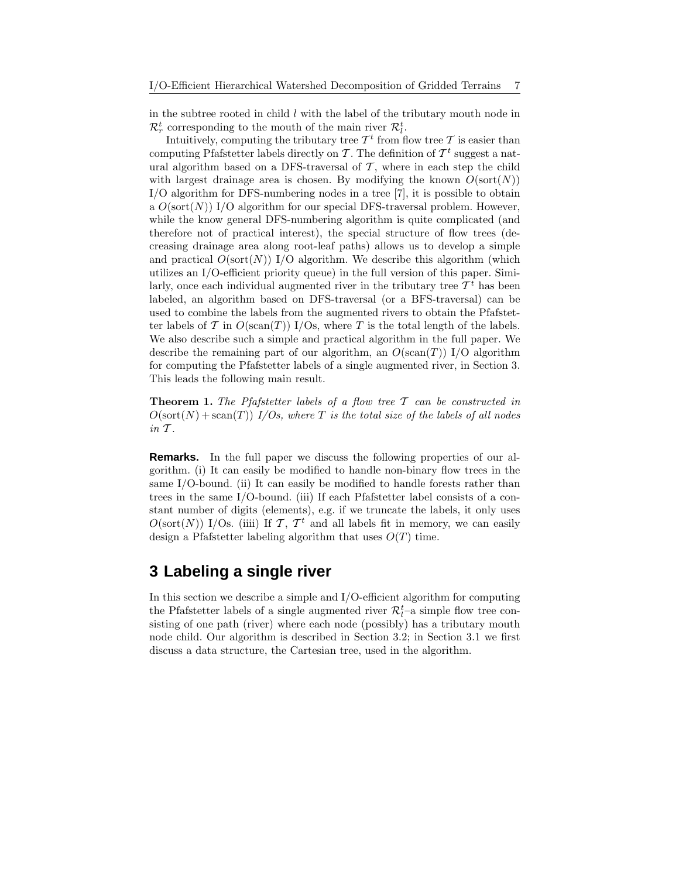in the subtree rooted in child $l$ with the label of the tributary mouth node in $\mathcal{R}_r^t$ corresponding to the mouth of the main river $\mathcal{R}_l^t$.

Intuitively, computing the tributary tree $\mathcal{T}^t$ from flow tree $\mathcal{T}$ is easier than computing Pfafstetter labels directly on $\mathcal{T}$. The definition of $\mathcal{T}^t$ suggest a natural algorithm based on a DFS-traversal of $\mathcal{T}$, where in each step the child with largest drainage area is chosen. By modifying the known $O(\text{sort}(N))$ I/O algorithm for DFS-numbering nodes in a tree [7], it is possible to obtain a $O(\text{sort}(N))$ I/O algorithm for our special DFS-traversal problem. However, while the know general DFS-numbering algorithm is quite complicated (and therefore not of practical interest), the special structure of flow trees (decreasing drainage area along root-leaf paths) allows us to develop a simple and practical $O(\text{sort}(N))$ I/O algorithm. We describe this algorithm (which utilizes an I/O-efficient priority queue) in the full version of this paper. Similarly, once each individual augmented river in the tributary tree $\mathcal{T}^t$ has been labeled, an algorithm based on DFS-traversal (or a BFS-traversal) can be used to combine the labels from the augmented rivers to obtain the Pfafstetter labels of $\mathcal{T}$ in $O(\text{scan}(T))$ I/Os, where $T$ is the total length of the labels. We also describe such a simple and practical algorithm in the full paper. We describe the remaining part of our algorithm, an $O(\text{scan}(T))$ I/O algorithm for computing the Pfafstetter labels of a single augmented river, in Section 3. This leads the following main result.

**Theorem 1.** *The Pfafstetter labels of a flow tree $\mathcal{T}$ can be constructed in $O(\text{sort}(N) + \text{scan}(T))$ I/Os, where $T$ is the total size of the labels of all nodes in $\mathcal{T}$.*

**Remarks.** In the full paper we discuss the following properties of our algorithm. (i) It can easily be modified to handle non-binary flow trees in the same I/O-bound. (ii) It can easily be modified to handle forests rather than trees in the same I/O-bound. (iii) If each Pfafstetter label consists of a constant number of digits (elements), e.g. if we truncate the labels, it only uses $O(\text{sort}(N))$ I/Os. (iiii) If $\mathcal{T}$, $\mathcal{T}^t$ and all labels fit in memory, we can easily design a Pfafstetter labeling algorithm that uses $O(T)$ time.

## 3 Labeling a single river

In this section we describe a simple and I/O-efficient algorithm for computing the Pfafstetter labels of a single augmented river $\mathcal{R}_l^t$–a simple flow tree consisting of one path (river) where each node (possibly) has a tributary mouth node child. Our algorithm is described in Section 3.2; in Section 3.1 we first discuss a data structure, the Cartesian tree, used in the algorithm.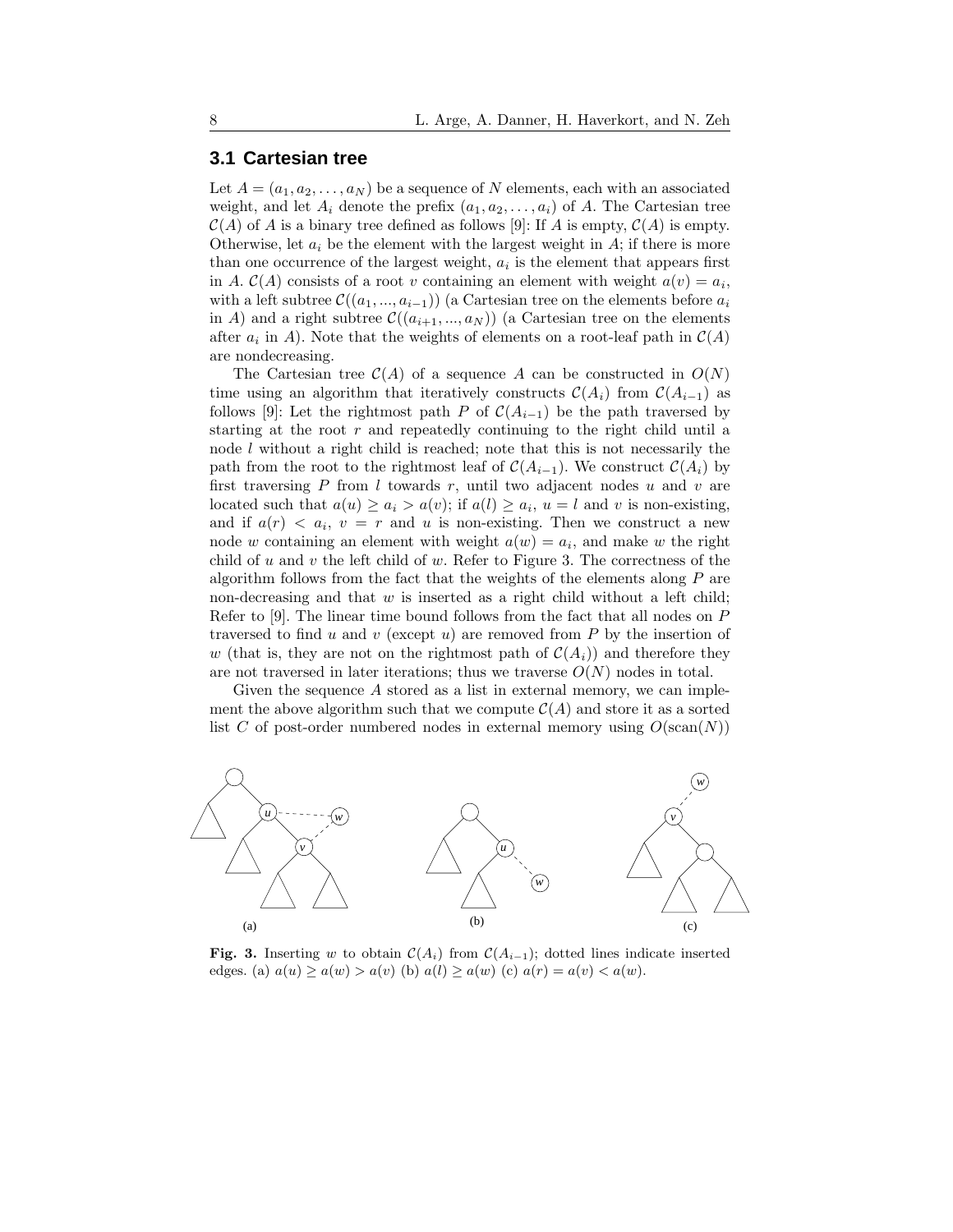## 3.1 Cartesian tree

Let $A = (a_1, a_2, \ldots, a_N)$ be a sequence of $N$ elements, each with an associated weight, and let $A_i$ denote the prefix $(a_1, a_2, \ldots, a_i)$ of $A$. The Cartesian tree $\mathcal{C}(A)$ of $A$ is a binary tree defined as follows [9]: If $A$ is empty, $\mathcal{C}(A)$ is empty. Otherwise, let $a_i$ be the element with the largest weight in $A$; if there is more than one occurrence of the largest weight, $a_i$ is the element that appears first in $A$. $\mathcal{C}(A)$ consists of a root $v$ containing an element with weight $a(v) = a_i$, with a left subtree $\mathcal{C}((a_1, ..., a_{i-1}))$ (a Cartesian tree on the elements before $a_i$ in $A$) and a right subtree $\mathcal{C}((a_{i+1}, ..., a_N))$ (a Cartesian tree on the elements after $a_i$ in $A$). Note that the weights of elements on a root-leaf path in $\mathcal{C}(A)$ are nondecreasing.

The Cartesian tree $\mathcal{C}(A)$ of a sequence $A$ can be constructed in $O(N)$ time using an algorithm that iteratively constructs $\mathcal{C}(A_i)$ from $\mathcal{C}(A_{i-1})$ as follows [9]: Let the rightmost path $P$ of $\mathcal{C}(A_{i-1})$ be the path traversed by starting at the root $r$ and repeatedly continuing to the right child until a node $l$ without a right child is reached; note that this is not necessarily the path from the root to the rightmost leaf of $\mathcal{C}(A_{i-1})$. We construct $\mathcal{C}(A_i)$ by first traversing $P$ from $l$ towards $r$, until two adjacent nodes $u$ and $v$ are located such that $a(u) \geq a_i > a(v)$; if $a(l) \geq a_i$, $u = l$ and $v$ is non-existing, and if $a(r) < a_i$, $v = r$ and $u$ is non-existing. Then we construct a new node $w$ containing an element with weight $a(w) = a_i$, and make $w$ the right child of $u$ and $v$ the left child of $w$. Refer to Figure 3. The correctness of the algorithm follows from the fact that the weights of the elements along $P$ are non-decreasing and that $w$ is inserted as a right child without a left child; Refer to [9]. The linear time bound follows from the fact that all nodes on $P$ traversed to find $u$ and $v$ (except $u$) are removed from $P$ by the insertion of $w$ (that is, they are not on the rightmost path of $\mathcal{C}(A_i)$) and therefore they are not traversed in later iterations; thus we traverse $O(N)$ nodes in total.

Given the sequence $A$ stored as a list in external memory, we can implement the above algorithm such that we compute $\mathcal{C}(A)$ and store it as a sorted list $C$ of post-order numbered nodes in external memory using $O(\text{scan}(N))$

**Fig. 3.** Inserting $w$ to obtain $\mathcal{C}(A_i)$ from $\mathcal{C}(A_{i-1})$; dotted lines indicate inserted edges. (a) $a(u) \geq a(w) > a(v)$ (b) $a(l) \geq a(w)$ (c) $a(r) = a(v) < a(w)$.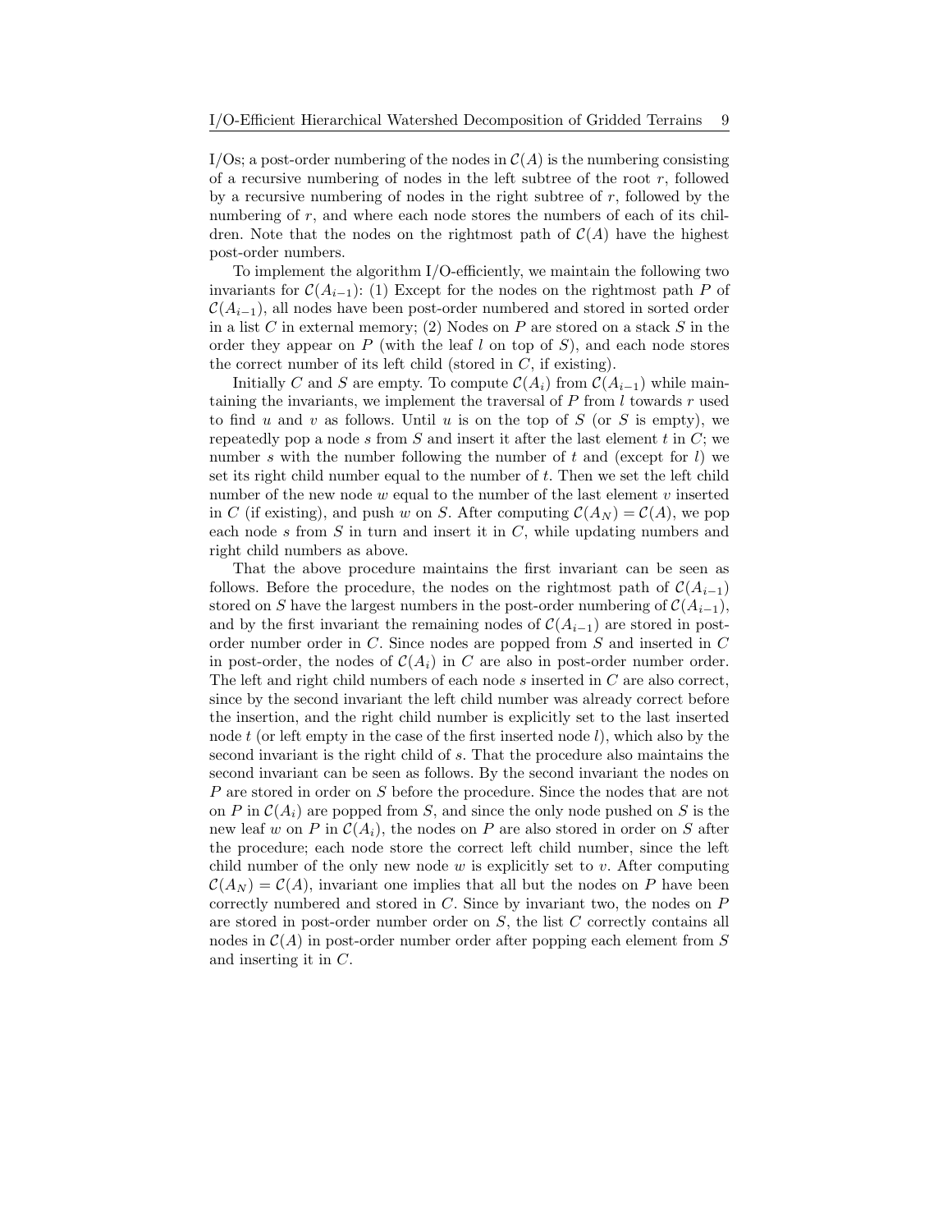I/Os; a post-order numbering of the nodes in $\mathcal{C}(A)$ is the numbering consisting of a recursive numbering of nodes in the left subtree of the root $r$, followed by a recursive numbering of nodes in the right subtree of $r$, followed by the numbering of $r$, and where each node stores the numbers of each of its children. Note that the nodes on the rightmost path of $\mathcal{C}(A)$ have the highest post-order numbers.

To implement the algorithm I/O-efficiently, we maintain the following two invariants for $\mathcal{C}(A_{i-1})$: (1) Except for the nodes on the rightmost path $P$ of $\mathcal{C}(A_{i-1})$, all nodes have been post-order numbered and stored in sorted order in a list $C$ in external memory; (2) Nodes on $P$ are stored on a stack $S$ in the order they appear on $P$ (with the leaf $l$ on top of $S$), and each node stores the correct number of its left child (stored in $C$, if existing).

Initially $C$ and $S$ are empty. To compute $\mathcal{C}(A_i)$ from $\mathcal{C}(A_{i-1})$ while maintaining the invariants, we implement the traversal of $P$ from $l$ towards $r$ used to find $u$ and $v$ as follows. Until $u$ is on the top of $S$ (or $S$ is empty), we repeatedly pop a node $s$ from $S$ and insert it after the last element $t$ in $C$; we number $s$ with the number following the number of $t$ and (except for $l$) we set its right child number equal to the number of $t$. Then we set the left child number of the new node $w$ equal to the number of the last element $v$ inserted in $C$ (if existing), and push $w$ on $S$. After computing $\mathcal{C}(A_N) = \mathcal{C}(A)$, we pop each node $s$ from $S$ in turn and insert it in $C$, while updating numbers and right child numbers as above.

That the above procedure maintains the first invariant can be seen as follows. Before the procedure, the nodes on the rightmost path of $\mathcal{C}(A_{i-1})$ stored on $S$ have the largest numbers in the post-order numbering of $\mathcal{C}(A_{i-1})$, and by the first invariant the remaining nodes of $\mathcal{C}(A_{i-1})$ are stored in post-order number order in $C$. Since nodes are popped from $S$ and inserted in $C$ in post-order, the nodes of $\mathcal{C}(A_i)$ in $C$ are also in post-order number order. The left and right child numbers of each node $s$ inserted in $C$ are also correct, since by the second invariant the left child number was already correct before the insertion, and the right child number is explicitly set to the last inserted node $t$ (or left empty in the case of the first inserted node $l$), which also by the second invariant is the right child of $s$. That the procedure also maintains the second invariant can be seen as follows. By the second invariant the nodes on $P$ are stored in order on $S$ before the procedure. Since the nodes that are not on $P$ in $\mathcal{C}(A_i)$ are popped from $S$, and since the only node pushed on $S$ is the new leaf $w$ on $P$ in $\mathcal{C}(A_i)$, the nodes on $P$ are also stored in order on $S$ after the procedure; each node store the correct left child number, since the left child number of the only new node $w$ is explicitly set to $v$. After computing $\mathcal{C}(A_N) = \mathcal{C}(A)$, invariant one implies that all but the nodes on $P$ have been correctly numbered and stored in $C$. Since by invariant two, the nodes on $P$ are stored in post-order number order on $S$, the list $C$ correctly contains all nodes in $\mathcal{C}(A)$ in post-order number order after popping each element from $S$ and inserting it in $C$.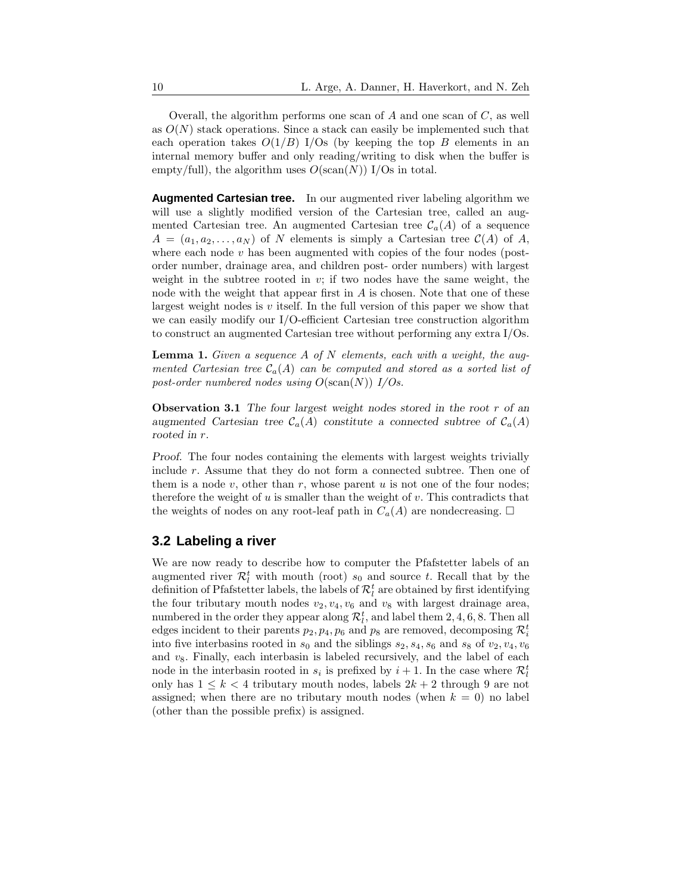Overall, the algorithm performs one scan of $A$ and one scan of $C$, as well as $O(N)$ stack operations. Since a stack can easily be implemented such that each operation takes $O(1/B)$ I/Os (by keeping the top $B$ elements in an internal memory buffer and only reading/writing to disk when the buffer is empty/full), the algorithm uses $O(\text{scan}(N))$ I/Os in total.

**Augmented Cartesian tree.** In our augmented river labeling algorithm we will use a slightly modified version of the Cartesian tree, called an augmented Cartesian tree. An augmented Cartesian tree $\mathcal{C}_a(A)$ of a sequence $A = (a_1, a_2, \ldots, a_N)$ of $N$ elements is simply a Cartesian tree $\mathcal{C}(A)$ of $A$, where each node $v$ has been augmented with copies of the four nodes (post-order number, drainage area, and children post- order numbers) with largest weight in the subtree rooted in $v$; if two nodes have the same weight, the node with the weight that appear first in $A$ is chosen. Note that one of these largest weight nodes is $v$ itself. In the full version of this paper we show that we can easily modify our I/O-efficient Cartesian tree construction algorithm to construct an augmented Cartesian tree without performing any extra I/Os.

**Lemma 1.** *Given a sequence $A$ of $N$ elements, each with a weight, the augmented Cartesian tree $\mathcal{C}_a(A)$ can be computed and stored as a sorted list of post-order numbered nodes using $O(\text{scan}(N))$ I/Os.*

**Observation 3.1** *The four largest weight nodes stored in the root $r$ of an augmented Cartesian tree $\mathcal{C}_a(A)$ constitute a connected subtree of $\mathcal{C}_a(A)$ rooted in $r$.*

*Proof.* The four nodes containing the elements with largest weights trivially include $r$. Assume that they do not form a connected subtree. Then one of them is a node $v$, other than $r$, whose parent $u$ is not one of the four nodes; therefore the weight of $u$ is smaller than the weight of $v$. This contradicts that the weights of nodes on any root-leaf path in $C_a(A)$ are nondecreasing. □

## 3.2 Labeling a river

We are now ready to describe how to computer the Pfafstetter labels of an augmented river $\mathcal{R}_l^t$ with mouth (root) $s_0$ and source $t$. Recall that by the definition of Pfafstetter labels, the labels of $\mathcal{R}_l^t$ are obtained by first identifying the four tributary mouth nodes $v_2, v_4, v_6$ and $v_8$ with largest drainage area, numbered in the order they appear along $\mathcal{R}_l^t$, and label them $2, 4, 6, 8$. Then all edges incident to their parents $p_2, p_4, p_6$ and $p_8$ are removed, decomposing $\mathcal{R}_i^t$ into five interbasins rooted in $s_0$ and the siblings $s_2, s_4, s_6$ and $s_8$ of $v_2, v_4, v_6$ and $v_8$. Finally, each interbasin is labeled recursively, and the label of each node in the interbasin rooted in $s_i$ is prefixed by $i+1$. In the case where $\mathcal{R}_l^t$ only has $1 \leq k < 4$ tributary mouth nodes, labels $2k+2$ through $9$ are not assigned; when there are no tributary mouth nodes (when $k = 0$) no label (other than the possible prefix) is assigned.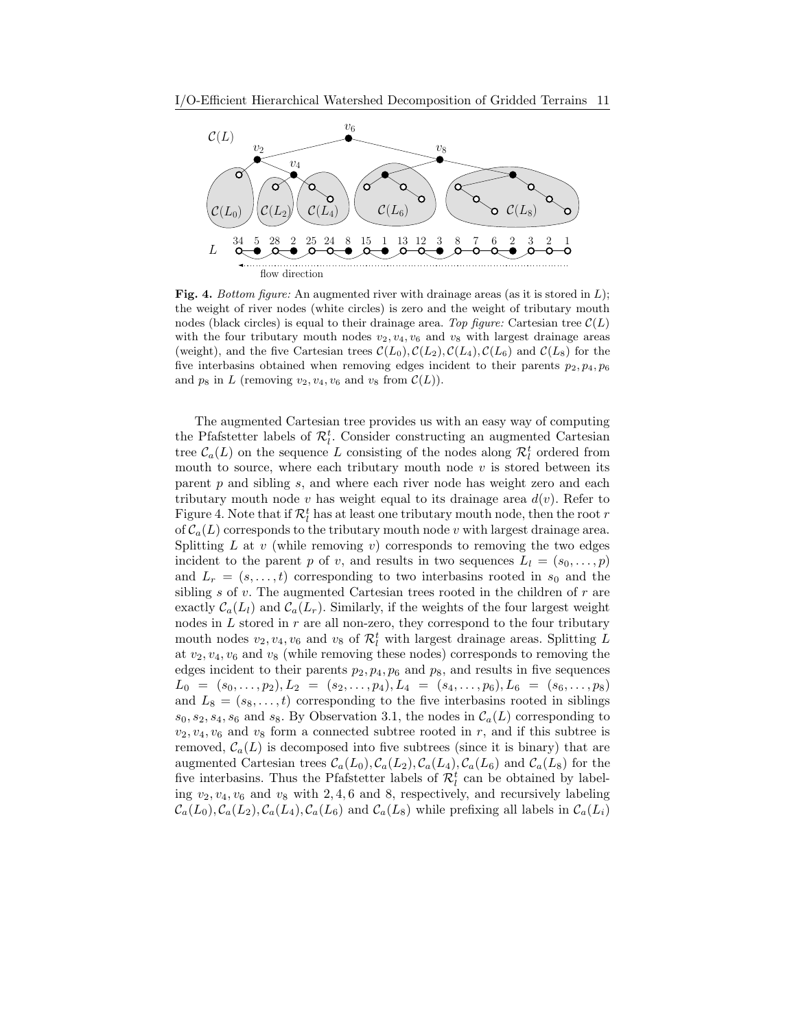**Fig. 4.** *Bottom figure:* An augmented river with drainage areas (as it is stored in $L$); the weight of river nodes (white circles) is zero and the weight of tributary mouth nodes (black circles) is equal to their drainage area. *Top figure:* Cartesian tree $\mathcal{C}(L)$ with the four tributary mouth nodes $v_2, v_4, v_6$ and $v_8$ with largest drainage areas (weight), and the five Cartesian trees $\mathcal{C}(L_0), \mathcal{C}(L_2), \mathcal{C}(L_4), \mathcal{C}(L_6)$ and $\mathcal{C}(L_8)$ for the five interbasins obtained when removing edges incident to their parents $p_2, p_4, p_6$ and $p_8$ in $L$ (removing $v_2, v_4, v_6$ and $v_8$ from $\mathcal{C}(L)$).

The augmented Cartesian tree provides us with an easy way of computing the Pfafstetter labels of $\mathcal{R}_l^t$. Consider constructing an augmented Cartesian tree $\mathcal{C}_a(L)$ on the sequence $L$ consisting of the nodes along $\mathcal{R}_l^t$ ordered from mouth to source, where each tributary mouth node $v$ is stored between its parent $p$ and sibling $s$, and where each river node has weight zero and each tributary mouth node $v$ has weight equal to its drainage area $d(v)$. Refer to Figure 4. Note that if $\mathcal{R}_l^t$ has at least one tributary mouth node, then the root $r$ of $\mathcal{C}_a(L)$ corresponds to the tributary mouth node $v$ with largest drainage area. Splitting $L$ at $v$ (while removing $v$) corresponds to removing the two edges incident to the parent $p$ of $v$, and results in two sequences $L_l = (s_0, \ldots, p)$ and $L_r = (s, \ldots, t)$ corresponding to two interbasins rooted in $s_0$ and the sibling $s$ of $v$. The augmented Cartesian trees rooted in the children of $r$ are exactly $\mathcal{C}_a(L_l)$ and $\mathcal{C}_a(L_r)$. Similarly, if the weights of the four largest weight nodes in $L$ stored in $r$ are all non-zero, they correspond to the four tributary mouth nodes $v_2, v_4, v_6$ and $v_8$ of $\mathcal{R}_l^t$ with largest drainage areas. Splitting $L$ at $v_2, v_4, v_6$ and $v_8$ (while removing these nodes) corresponds to removing the edges incident to their parents $p_2, p_4, p_6$ and $p_8$, and results in five sequences $L_0 = (s_0, \ldots, p_2), L_2 = (s_2, \ldots, p_4), L_4 = (s_4, \ldots, p_6), L_6 = (s_6, \ldots, p_8)$ and $L_8 = (s_8, \ldots, t)$ corresponding to the five interbasins rooted in siblings $s_0, s_2, s_4, s_6$ and $s_8$. By Observation 3.1, the nodes in $\mathcal{C}_a(L)$ corresponding to $v_2, v_4, v_6$ and $v_8$ form a connected subtree rooted in $r$, and if this subtree is removed, $\mathcal{C}_a(L)$ is decomposed into five subtrees (since it is binary) that are augmented Cartesian trees $\mathcal{C}_a(L_0), \mathcal{C}_a(L_2), \mathcal{C}_a(L_4), \mathcal{C}_a(L_6)$ and $\mathcal{C}_a(L_8)$ for the five interbasins. Thus the Pfafstetter labels of $\mathcal{R}_l^t$ can be obtained by labeling $v_2, v_4, v_6$ and $v_8$ with 2, 4, 6 and 8, respectively, and recursively labeling $\mathcal{C}_a(L_0), \mathcal{C}_a(L_2), \mathcal{C}_a(L_4), \mathcal{C}_a(L_6)$ and $\mathcal{C}_a(L_8)$ while prefixing all labels in $\mathcal{C}_a(L_i)$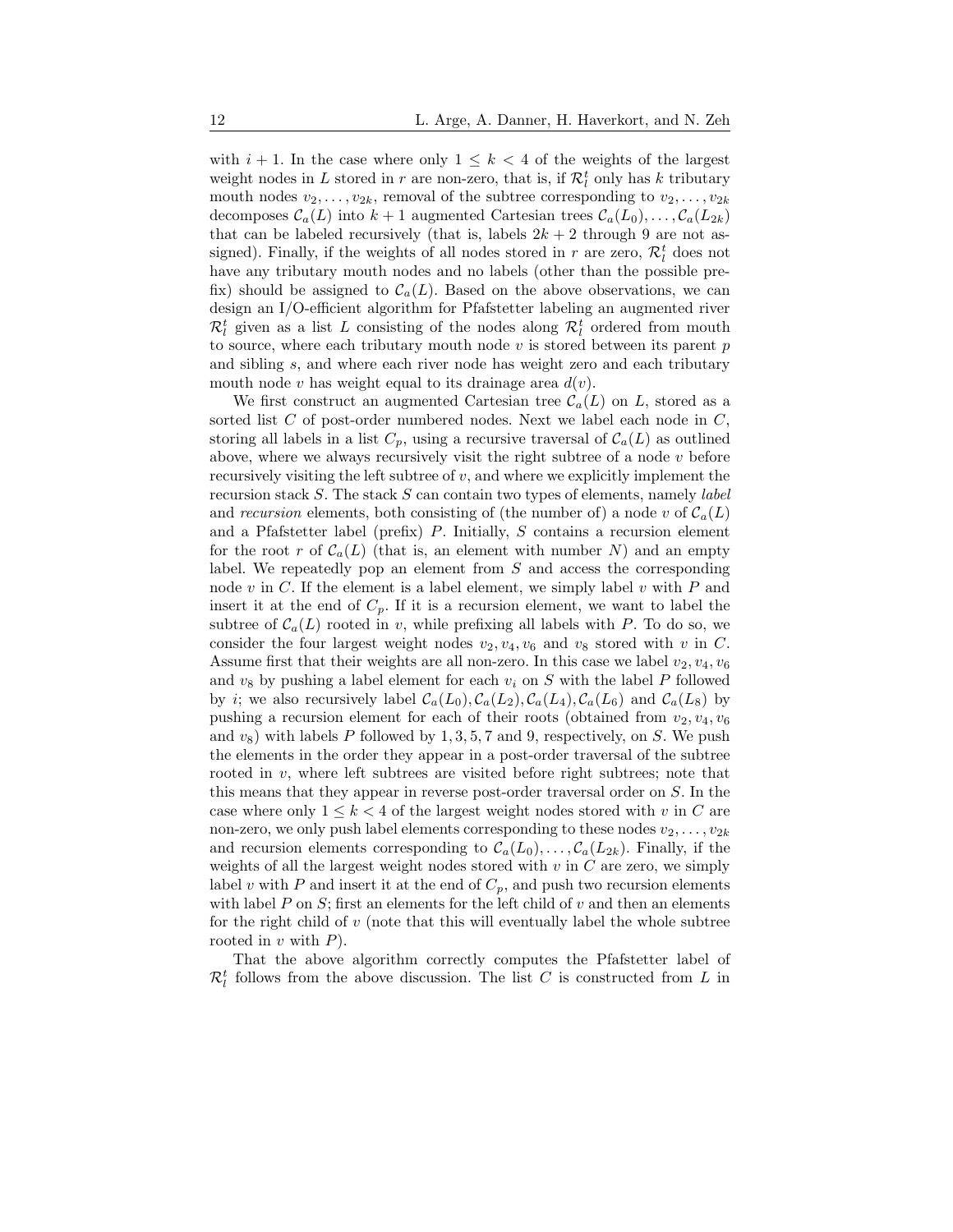with $i+1$. In the case where only $1 \leq k < 4$ of the weights of the largest weight nodes in $L$ stored in $r$ are non-zero, that is, if $\mathcal{R}_l^t$ only has $k$ tributary mouth nodes $v_2, \ldots, v_{2k}$, removal of the subtree corresponding to $v_2, \ldots, v_{2k}$ decomposes $\mathcal{C}_a(L)$ into $k+1$ augmented Cartesian trees $\mathcal{C}_a(L_0), \ldots, \mathcal{C}_a(L_{2k})$ that can be labeled recursively (that is, labels $2k+2$ through 9 are not assigned). Finally, if the weights of all nodes stored in $r$ are zero, $\mathcal{R}_l^t$ does not have any tributary mouth nodes and no labels (other than the possible prefix) should be assigned to $\mathcal{C}_a(L)$. Based on the above observations, we can design an I/O-efficient algorithm for Pfafstetter labeling an augmented river $\mathcal{R}_l^t$ given as a list $L$ consisting of the nodes along $\mathcal{R}_l^t$ ordered from mouth to source, where each tributary mouth node $v$ is stored between its parent $p$ and sibling $s$, and where each river node has weight zero and each tributary mouth node $v$ has weight equal to its drainage area $d(v)$.

We first construct an augmented Cartesian tree $\mathcal{C}_a(L)$ on $L$, stored as a sorted list $C$ of post-order numbered nodes. Next we label each node in $C$, storing all labels in a list $C_p$, using a recursive traversal of $\mathcal{C}_a(L)$ as outlined above, where we always recursively visit the right subtree of a node $v$ before recursively visiting the left subtree of $v$, and where we explicitly implement the recursion stack $S$. The stack $S$ can contain two types of elements, namely *label* and *recursion* elements, both consisting of (the number of) a node $v$ of $\mathcal{C}_a(L)$ and a Pfafstetter label (prefix) $P$. Initially, $S$ contains a recursion element for the root $r$ of $\mathcal{C}_a(L)$ (that is, an element with number $N$) and an empty label. We repeatedly pop an element from $S$ and access the corresponding node $v$ in $C$. If the element is a label element, we simply label $v$ with $P$ and insert it at the end of $C_p$. If it is a recursion element, we want to label the subtree of $\mathcal{C}_a(L)$ rooted in $v$, while prefixing all labels with $P$. To do so, we consider the four largest weight nodes $v_2, v_4, v_6$ and $v_8$ stored with $v$ in $C$. Assume first that their weights are all non-zero. In this case we label $v_2, v_4, v_6$ and $v_8$ by pushing a label element for each $v_i$ on $S$ with the label $P$ followed by $i$; we also recursively label $\mathcal{C}_a(L_0), \mathcal{C}_a(L_2), \mathcal{C}_a(L_4), \mathcal{C}_a(L_6)$ and $\mathcal{C}_a(L_8)$ by pushing a recursion element for each of their roots (obtained from $v_2, v_4, v_6$ and $v_8$) with labels $P$ followed by $1, 3, 5, 7$ and $9$, respectively, on $S$. We push the elements in the order they appear in a post-order traversal of the subtree rooted in $v$, where left subtrees are visited before right subtrees; note that this means that they appear in reverse post-order traversal order on $S$. In the case where only $1 \leq k < 4$ of the largest weight nodes stored with $v$ in $C$ are non-zero, we only push label elements corresponding to these nodes $v_2, \ldots, v_{2k}$ and recursion elements corresponding to $\mathcal{C}_a(L_0), \ldots, \mathcal{C}_a(L_{2k})$. Finally, if the weights of all the largest weight nodes stored with $v$ in $C$ are zero, we simply label $v$ with $P$ and insert it at the end of $C_p$, and push two recursion elements with label $P$ on $S$; first an elements for the left child of $v$ and then an elements for the right child of $v$ (note that this will eventually label the whole subtree rooted in $v$ with $P$).

That the above algorithm correctly computes the Pfafstetter label of $\mathcal{R}_l^t$ follows from the above discussion. The list $C$ is constructed from $L$ in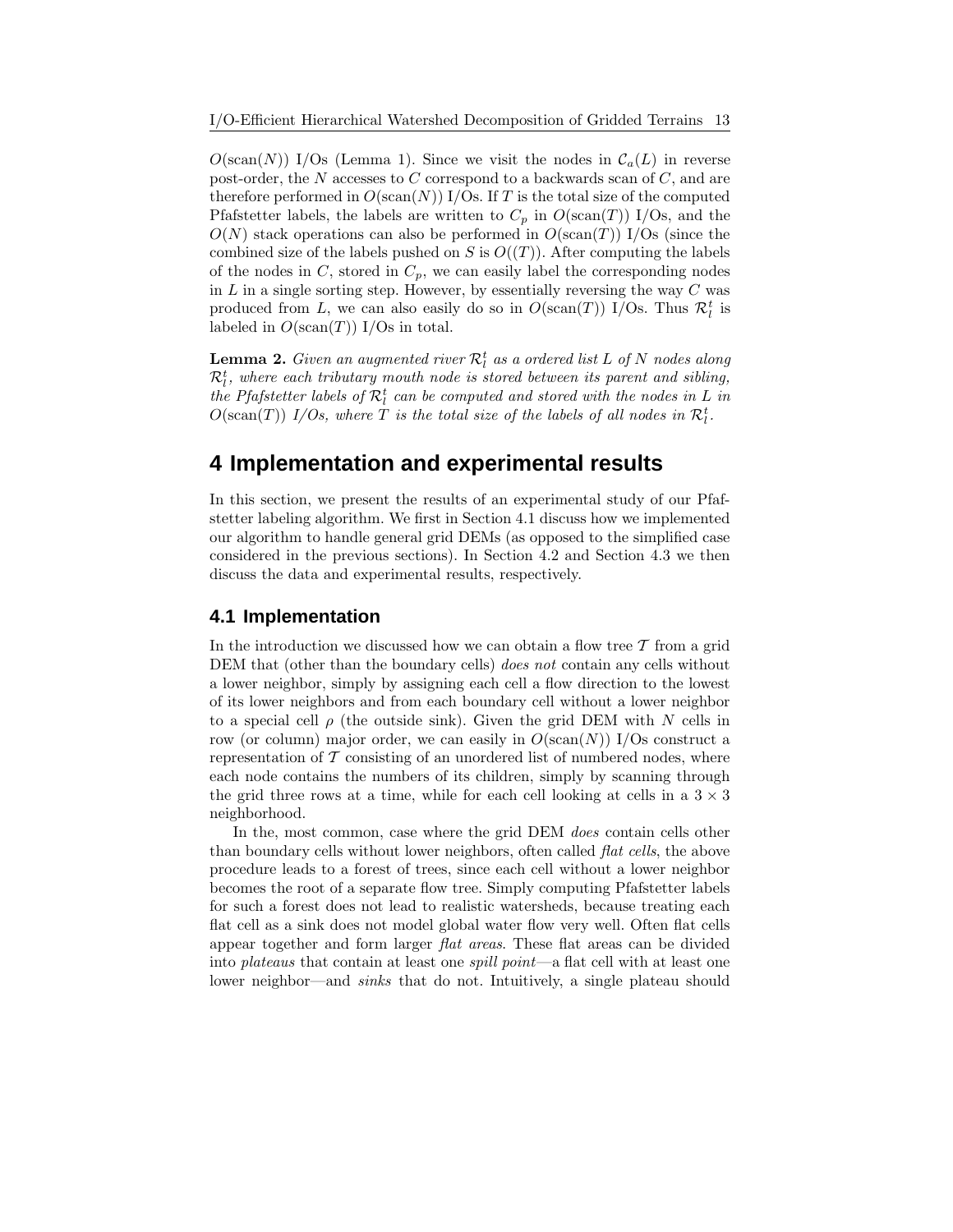$O(\text{scan}(N))$ I/Os (Lemma 1). Since we visit the nodes in $\mathcal{C}_a(L)$ in reverse post-order, the $N$ accesses to $C$ correspond to a backwards scan of $C$, and are therefore performed in $O(\text{scan}(N))$ I/Os. If $T$ is the total size of the computed Pfafstetter labels, the labels are written to $C_p$ in $O(\text{scan}(T))$ I/Os, and the $O(N)$ stack operations can also be performed in $O(\text{scan}(T))$ I/Os (since the combined size of the labels pushed on $S$ is $O((T))$. After computing the labels of the nodes in $C$, stored in $C_p$, we can easily label the corresponding nodes in $L$ in a single sorting step. However, by essentially reversing the way $C$ was produced from $L$, we can also easily do so in $O(\text{scan}(T))$ I/Os. Thus $\mathcal{R}_l^t$ is labeled in $O(\text{scan}(T))$ I/Os in total.

**Lemma 2.** *Given an augmented river $\mathcal{R}_l^t$ as a ordered list $L$ of $N$ nodes along $\mathcal{R}_l^t$, where each tributary mouth node is stored between its parent and sibling, the Pfafstetter labels of $\mathcal{R}_l^t$ can be computed and stored with the nodes in $L$ in $O(\text{scan}(T))$ I/Os, where $T$ is the total size of the labels of all nodes in $\mathcal{R}_l^t$.*

# 4 Implementation and experimental results

In this section, we present the results of an experimental study of our Pfafstetter labeling algorithm. We first in Section 4.1 discuss how we implemented our algorithm to handle general grid DEMs (as opposed to the simplified case considered in the previous sections). In Section 4.2 and Section 4.3 we then discuss the data and experimental results, respectively.

## 4.1 Implementation

In the introduction we discussed how we can obtain a flow tree $\mathcal{T}$ from a grid DEM that (other than the boundary cells) *does not* contain any cells without a lower neighbor, simply by assigning each cell a flow direction to the lowest of its lower neighbors and from each boundary cell without a lower neighbor to a special cell $\rho$ (the outside sink). Given the grid DEM with $N$ cells in row (or column) major order, we can easily in $O(\text{scan}(N))$ I/Os construct a representation of $\mathcal{T}$ consisting of an unordered list of numbered nodes, where each node contains the numbers of its children, simply by scanning through the grid three rows at a time, while for each cell looking at cells in a $3 \times 3$ neighborhood.

In the, most common, case where the grid DEM *does* contain cells other than boundary cells without lower neighbors, often called *flat cells*, the above procedure leads to a forest of trees, since each cell without a lower neighbor becomes the root of a separate flow tree. Simply computing Pfafstetter labels for such a forest does not lead to realistic watersheds, because treating each flat cell as a sink does not model global water flow very well. Often flat cells appear together and form larger *flat areas*. These flat areas can be divided into *plateaus* that contain at least one *spill point*—a flat cell with at least one lower neighbor—and *sinks* that do not. Intuitively, a single plateau should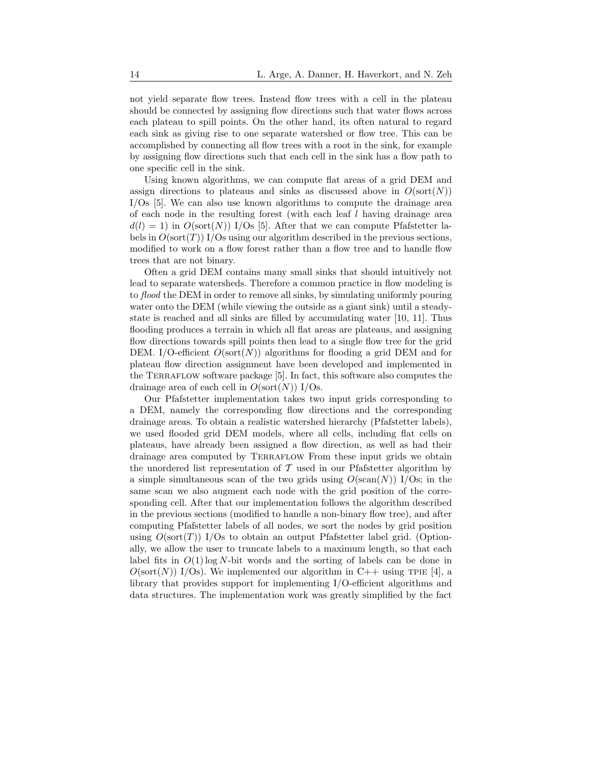not yield separate flow trees. Instead flow trees with a cell in the plateau should be connected by assigning flow directions such that water flows across each plateau to spill points. On the other hand, its often natural to regard each sink as giving rise to one separate watershed or flow tree. This can be accomplished by connecting all flow trees with a root in the sink, for example by assigning flow directions such that each cell in the sink has a flow path to one specific cell in the sink.

Using known algorithms, we can compute flat areas of a grid DEM and assign directions to plateaus and sinks as discussed above in $O(\text{sort}(N))$ I/Os [5]. We can also use known algorithms to compute the drainage area of each node in the resulting forest (with each leaf $l$ having drainage area $d(l) = 1$) in $O(\text{sort}(N))$ I/Os [5]. After that we can compute Pfafstetter labels in $O(\text{sort}(T))$ I/Os using our algorithm described in the previous sections, modified to work on a flow forest rather than a flow tree and to handle flow trees that are not binary.

Often a grid DEM contains many small sinks that should intuitively not lead to separate watersheds. Therefore a common practice in flow modeling is to *flood* the DEM in order to remove all sinks, by simulating uniformly pouring water onto the DEM (while viewing the outside as a giant sink) until a steady-state is reached and all sinks are filled by accumulating water [10, 11]. Thus flooding produces a terrain in which all flat areas are plateaus, and assigning flow directions towards spill points then lead to a single flow tree for the grid DEM. I/O-efficient $O(\text{sort}(N))$ algorithms for flooding a grid DEM and for plateau flow direction assignment have been developed and implemented in the Terraflow software package [5]. In fact, this software also computes the drainage area of each cell in $O(\text{sort}(N))$ I/Os.

Our Pfafstetter implementation takes two input grids corresponding to a DEM, namely the corresponding flow directions and the corresponding drainage areas. To obtain a realistic watershed hierarchy (Pfafstetter labels), we used flooded grid DEM models, where all cells, including flat cells on plateaus, have already been assigned a flow direction, as well as had their drainage area computed by Terraflow From these input grids we obtain the unordered list representation of $\mathcal{T}$ used in our Pfafstetter algorithm by a simple simultaneous scan of the two grids using $O(\text{scan}(N))$ I/Os; in the same scan we also augment each node with the grid position of the corresponding cell. After that our implementation follows the algorithm described in the previous sections (modified to handle a non-binary flow tree), and after computing Pfafstetter labels of all nodes, we sort the nodes by grid position using $O(\text{sort}(T))$ I/Os to obtain an output Pfafstetter label grid. (Optionally, we allow the user to truncate labels to a maximum length, so that each label fits in $O(1)\log N$-bit words and the sorting of labels can be done in $O(\text{sort}(N))$ I/Os). We implemented our algorithm in C++ using TPIE [4], a library that provides support for implementing I/O-efficient algorithms and data structures. The implementation work was greatly simplified by the fact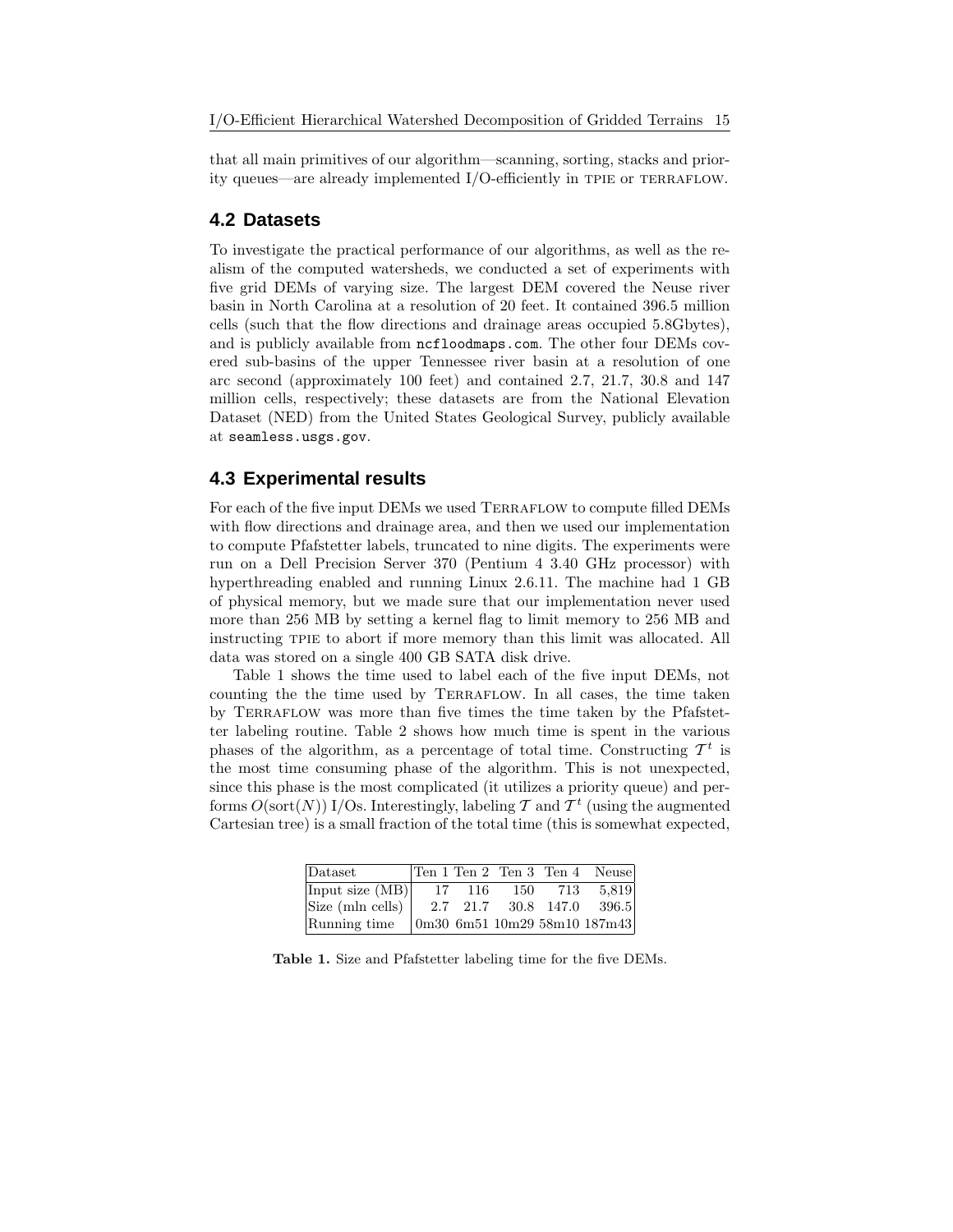that all main primitives of our algorithm—scanning, sorting, stacks and priority queues—are already implemented I/O-efficiently in TPIE or TERRAFLOW.

## 4.2 Datasets

To investigate the practical performance of our algorithms, as well as the realism of the computed watersheds, we conducted a set of experiments with five grid DEMs of varying size. The largest DEM covered the Neuse river basin in North Carolina at a resolution of 20 feet. It contained 396.5 million cells (such that the flow directions and drainage areas occupied 5.8Gbytes), and is publicly available from `ncfloodmaps.com`. The other four DEMs covered sub-basins of the upper Tennessee river basin at a resolution of one arc second (approximately 100 feet) and contained 2.7, 21.7, 30.8 and 147 million cells, respectively; these datasets are from the National Elevation Dataset (NED) from the United States Geological Survey, publicly available at `seamless.usgs.gov`.

## 4.3 Experimental results

For each of the five input DEMs we used TERRAFLOW to compute filled DEMs with flow directions and drainage area, and then we used our implementation to compute Pfafstetter labels, truncated to nine digits. The experiments were run on a Dell Precision Server 370 (Pentium 4 3.40 GHz processor) with hyperthreading enabled and running Linux 2.6.11. The machine had 1 GB of physical memory, but we made sure that our implementation never used more than 256 MB by setting a kernel flag to limit memory to 256 MB and instructing TPIE to abort if more memory than this limit was allocated. All data was stored on a single 400 GB SATA disk drive.

Table 1 shows the time used to label each of the five input DEMs, not counting the the time used by TERRAFLOW. In all cases, the time taken by TERRAFLOW was more than five times the time taken by the Pfafstetter labeling routine. Table 2 shows how much time is spent in the various phases of the algorithm, as a percentage of total time. Constructing $\mathcal{T}^t$ is the most time consuming phase of the algorithm. This is not unexpected, since this phase is the most complicated (it utilizes a priority queue) and performs $O(\text{sort}(N))$ I/Os. Interestingly, labeling $\mathcal{T}$ and $\mathcal{T}^t$ (using the augmented Cartesian tree) is a small fraction of the total time (this is somewhat expected,

| Dataset | Ten 1 | Ten 2 | Ten 3 | Ten 4 | Neuse |
|---|---|---|---|---|---|
| Input size (MB) | 17 | 116 | 150 | 713 | 5,819 |
| Size (mln cells) | 2.7 | 21.7 | 30.8 | 147.0 | 396.5 |
| Running time | 0m30 | 6m51 | 10m29 | 58m10 | 187m43 |

**Table 1.** Size and Pfafstetter labeling time for the five DEMs.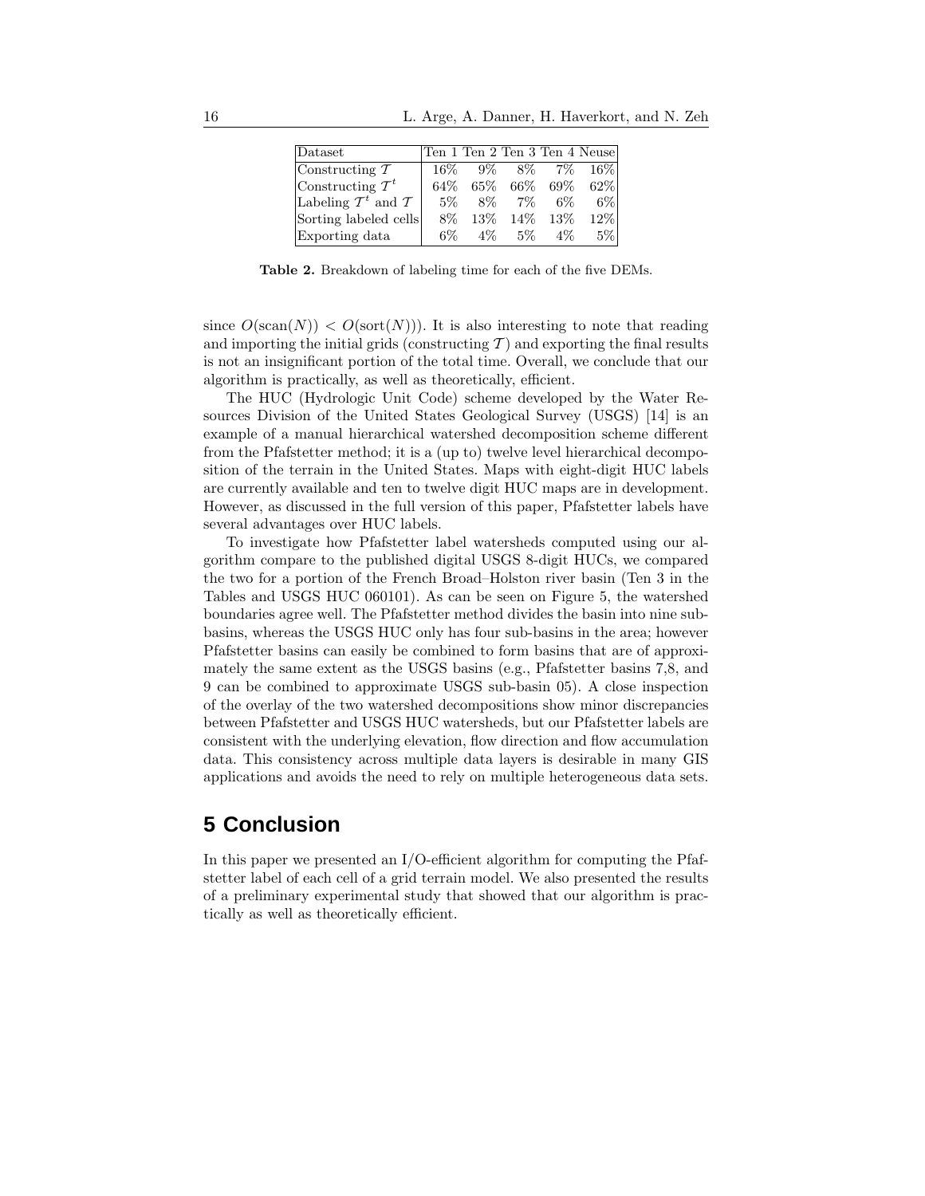| Dataset | Ten 1 | Ten 2 | Ten 3 | Ten 4 | Neuse |
|---|---|---|---|---|---|
| Constructing $\mathcal{T}$ | 16% | 9% | 8% | 7% | 16% |
| Constructing $\mathcal{T}^t$ | 64% | 65% | 66% | 69% | 62% |
| Labeling $\mathcal{T}^t$ and $\mathcal{T}$ | 5% | 8% | 7% | 6% | 6% |
| Sorting labeled cells | 8% | 13% | 14% | 13% | 12% |
| Exporting data | 6% | 4% | 5% | 4% | 5% |

**Table 2.** Breakdown of labeling time for each of the five DEMs.

since $O(\text{scan}(N)) < O(\text{sort}(N))$). It is also interesting to note that reading and importing the initial grids (constructing $\mathcal{T}$) and exporting the final results is not an insignificant portion of the total time. Overall, we conclude that our algorithm is practically, as well as theoretically, efficient.

The HUC (Hydrologic Unit Code) scheme developed by the Water Resources Division of the United States Geological Survey (USGS) [14] is an example of a manual hierarchical watershed decomposition scheme different from the Pfafstetter method; it is a (up to) twelve level hierarchical decomposition of the terrain in the United States. Maps with eight-digit HUC labels are currently available and ten to twelve digit HUC maps are in development. However, as discussed in the full version of this paper, Pfafstetter labels have several advantages over HUC labels.

To investigate how Pfafstetter label watersheds computed using our algorithm compare to the published digital USGS 8-digit HUCs, we compared the two for a portion of the French Broad–Holston river basin (Ten 3 in the Tables and USGS HUC 060101). As can be seen on Figure 5, the watershed boundaries agree well. The Pfafstetter method divides the basin into nine subbasins, whereas the USGS HUC only has four sub-basins in the area; however Pfafstetter basins can easily be combined to form basins that are of approximately the same extent as the USGS basins (e.g., Pfafstetter basins 7,8, and 9 can be combined to approximate USGS sub-basin 05). A close inspection of the overlay of the two watershed decompositions show minor discrepancies between Pfafstetter and USGS HUC watersheds, but our Pfafstetter labels are consistent with the underlying elevation, flow direction and flow accumulation data. This consistency across multiple data layers is desirable in many GIS applications and avoids the need to rely on multiple heterogeneous data sets.

## 5 Conclusion

In this paper we presented an I/O-efficient algorithm for computing the Pfafstetter label of each cell of a grid terrain model. We also presented the results of a preliminary experimental study that showed that our algorithm is practically as well as theoretically efficient.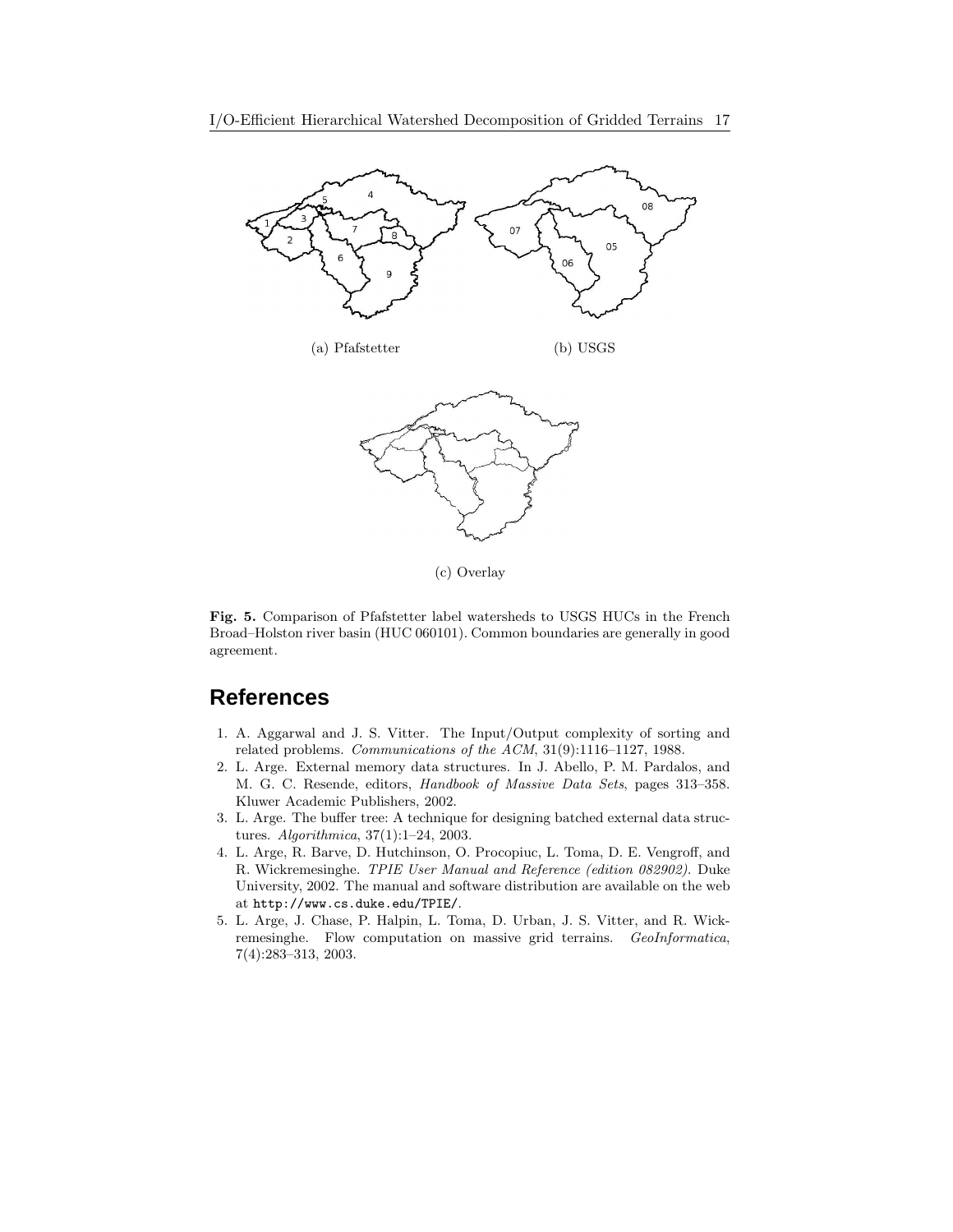(a) Pfafstetter

(b) USGS

(c) Overlay

**Fig. 5.** Comparison of Pfafstetter label watersheds to USGS HUCs in the French Broad–Holston river basin (HUC 060101). Common boundaries are generally in good agreement.

## References

1. A. Aggarwal and J. S. Vitter. The Input/Output complexity of sorting and related problems. *Communications of the ACM*, 31(9):1116–1127, 1988.
2. L. Arge. External memory data structures. In J. Abello, P. M. Pardalos, and M. G. C. Resende, editors, *Handbook of Massive Data Sets*, pages 313–358. Kluwer Academic Publishers, 2002.
3. L. Arge. The buffer tree: A technique for designing batched external data structures. *Algorithmica*, 37(1):1–24, 2003.
4. L. Arge, R. Barve, D. Hutchinson, O. Procopiuc, L. Toma, D. E. Vengroff, and R. Wickremesinghe. *TPIE User Manual and Reference (edition 082902)*. Duke University, 2002. The manual and software distribution are available on the web at `http://www.cs.duke.edu/TPIE/`.
5. L. Arge, J. Chase, P. Halpin, L. Toma, D. Urban, J. S. Vitter, and R. Wickremesinghe. Flow computation on massive grid terrains. *GeoInformatica*, 7(4):283–313, 2003.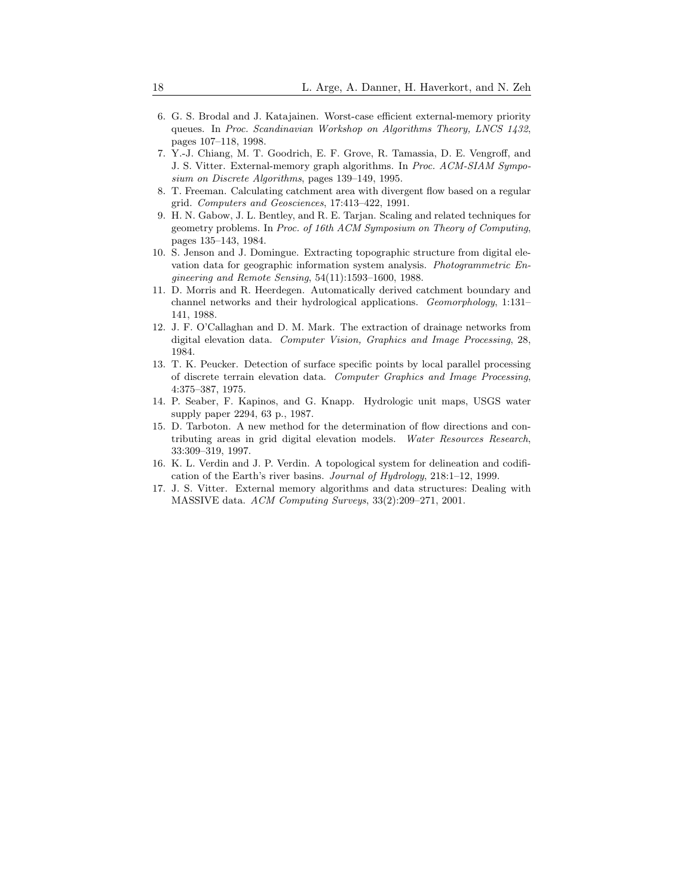6. G. S. Brodal and J. Katajainen. Worst-case efficient external-memory priority queues. In *Proc. Scandinavian Workshop on Algorithms Theory, LNCS 1432*, pages 107–118, 1998.
7. Y.-J. Chiang, M. T. Goodrich, E. F. Grove, R. Tamassia, D. E. Vengroff, and J. S. Vitter. External-memory graph algorithms. In *Proc. ACM-SIAM Symposium on Discrete Algorithms*, pages 139–149, 1995.
8. T. Freeman. Calculating catchment area with divergent flow based on a regular grid. *Computers and Geosciences*, 17:413–422, 1991.
9. H. N. Gabow, J. L. Bentley, and R. E. Tarjan. Scaling and related techniques for geometry problems. In *Proc. of 16th ACM Symposium on Theory of Computing*, pages 135–143, 1984.
10. S. Jenson and J. Domingue. Extracting topographic structure from digital elevation data for geographic information system analysis. *Photogrammetric Engineering and Remote Sensing*, 54(11):1593–1600, 1988.
11. D. Morris and R. Heerdegen. Automatically derived catchment boundary and channel networks and their hydrological applications. *Geomorphology*, 1:131–141, 1988.
12. J. F. O'Callaghan and D. M. Mark. The extraction of drainage networks from digital elevation data. *Computer Vision, Graphics and Image Processing*, 28, 1984.
13. T. K. Peucker. Detection of surface specific points by local parallel processing of discrete terrain elevation data. *Computer Graphics and Image Processing*, 4:375–387, 1975.
14. P. Seaber, F. Kapinos, and G. Knapp. Hydrologic unit maps, USGS water supply paper 2294, 63 p., 1987.
15. D. Tarboton. A new method for the determination of flow directions and contributing areas in grid digital elevation models. *Water Resources Research*, 33:309–319, 1997.
16. K. L. Verdin and J. P. Verdin. A topological system for delineation and codification of the Earth's river basins. *Journal of Hydrology*, 218:1–12, 1999.
17. J. S. Vitter. External memory algorithms and data structures: Dealing with MASSIVE data. *ACM Computing Surveys*, 33(2):209–271, 2001.